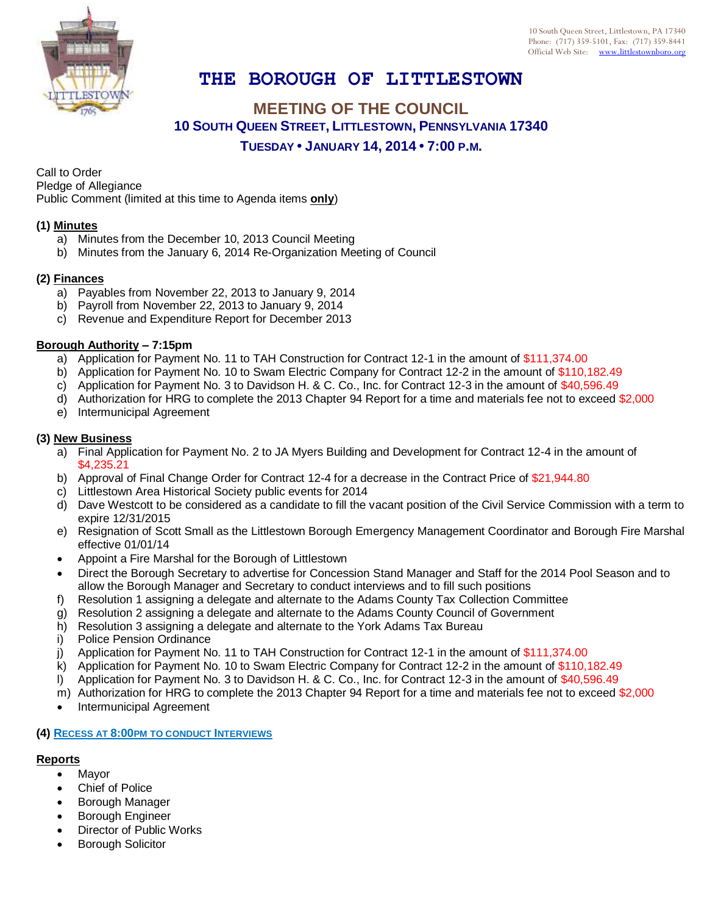10 South Queen Street, Littlestown, PA 17340
Phone: (717) 359-5101, Fax: (717) 359-8441
Official Web Site: www.littlestownboro.org

# THE BOROUGH OF LITTLESTOWN

## MEETING OF THE COUNCIL

### 10 SOUTH QUEEN STREET, LITTLESTOWN, PENNSYLVANIA 17340

### TUESDAY • JANUARY 14, 2014 • 7:00 P.M.

Call to Order
Pledge of Allegiance
Public Comment (limited at this time to Agenda items **only**)

**(1) Minutes**

a) Minutes from the December 10, 2013 Council Meeting
b) Minutes from the January 6, 2014 Re-Organization Meeting of Council

**(2) Finances**

a) Payables from November 22, 2013 to January 9, 2014
b) Payroll from November 22, 2013 to January 9, 2014
c) Revenue and Expenditure Report for December 2013

**Borough Authority – 7:15pm**

a) Application for Payment No. 11 to TAH Construction for Contract 12-1 in the amount of $111,374.00
b) Application for Payment No. 10 to Swam Electric Company for Contract 12-2 in the amount of $110,182.49
c) Application for Payment No. 3 to Davidson H. & C. Co., Inc. for Contract 12-3 in the amount of $40,596.49
d) Authorization for HRG to complete the 2013 Chapter 94 Report for a time and materials fee not to exceed $2,000
e) Intermunicipal Agreement

**(3) New Business**

a) Final Application for Payment No. 2 to JA Myers Building and Development for Contract 12-4 in the amount of $4,235.21
b) Approval of Final Change Order for Contract 12-4 for a decrease in the Contract Price of $21,944.80
c) Littlestown Area Historical Society public events for 2014
d) Dave Westcott to be considered as a candidate to fill the vacant position of the Civil Service Commission with a term to expire 12/31/2015
e) Resignation of Scott Small as the Littlestown Borough Emergency Management Coordinator and Borough Fire Marshal effective 01/01/14
- Appoint a Fire Marshal for the Borough of Littlestown
- Direct the Borough Secretary to advertise for Concession Stand Manager and Staff for the 2014 Pool Season and to allow the Borough Manager and Secretary to conduct interviews and to fill such positions

f) Resolution 1 assigning a delegate and alternate to the Adams County Tax Collection Committee
g) Resolution 2 assigning a delegate and alternate to the Adams County Council of Government
h) Resolution 3 assigning a delegate and alternate to the York Adams Tax Bureau
i) Police Pension Ordinance
j) Application for Payment No. 11 to TAH Construction for Contract 12-1 in the amount of $111,374.00
k) Application for Payment No. 10 to Swam Electric Company for Contract 12-2 in the amount of $110,182.49
l) Application for Payment No. 3 to Davidson H. & C. Co., Inc. for Contract 12-3 in the amount of $40,596.49
m) Authorization for HRG to complete the 2013 Chapter 94 Report for a time and materials fee not to exceed $2,000
- Intermunicipal Agreement

**(4) RECESS AT 8:00PM TO CONDUCT INTERVIEWS**

**Reports**

- Mayor
- Chief of Police
- Borough Manager
- Borough Engineer
- Director of Public Works
- Borough Solicitor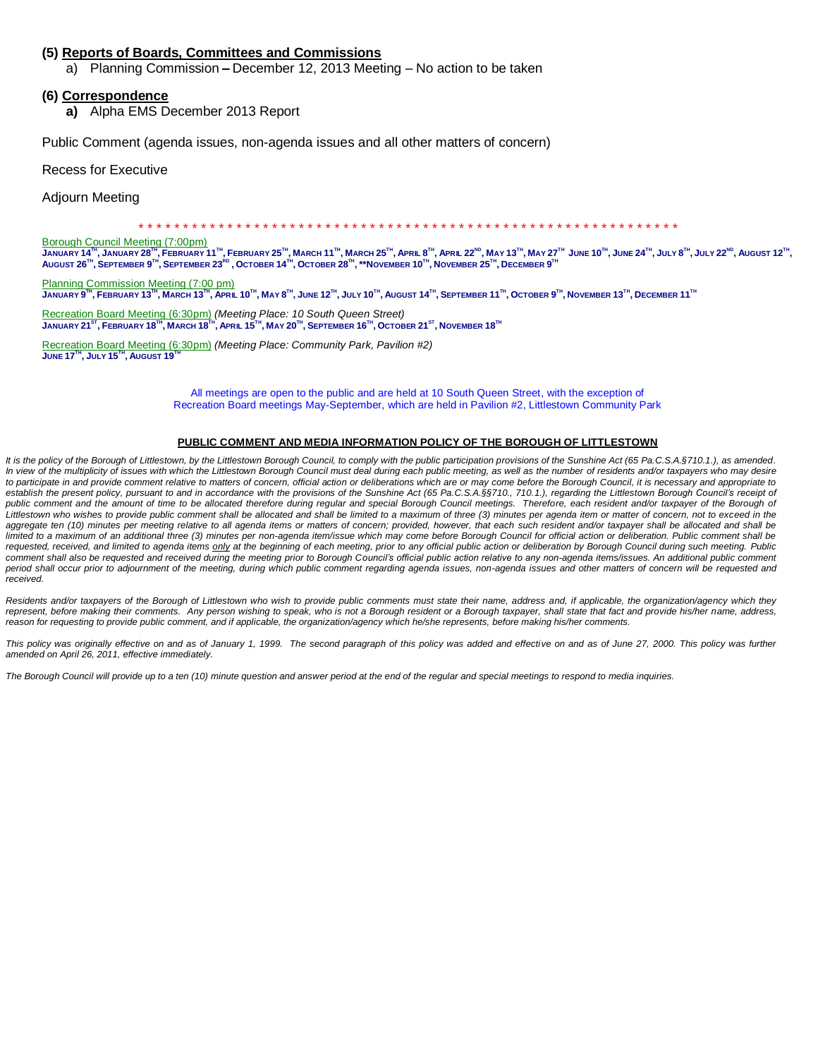**(5) Reports of Boards, Committees and Commissions**

a) Planning Commission – December 12, 2013 Meeting – No action to be taken

**(6) Correspondence**

**a)** Alpha EMS December 2013 Report

Public Comment (agenda issues, non-agenda issues and all other matters of concern)

Recess for Executive

Adjourn Meeting

\* \* \* \* \* \* \* \* \* \* \* \* \* \* \* \* \* \* \* \* \* \* \* \* \* \* \* \* \* \* \* \* \* \* \* \* \* \* \* \* \* \* \* \* \* \* \* \* \* \* \* \* \* \* \* \* \* \* \* \* \* \* \* \* \*

Borough Council Meeting (7:00pm)
**JANUARY 14TH, JANUARY 28TH, FEBRUARY 11TH, FEBRUARY 25TH, MARCH 11TH, MARCH 25TH, APRIL 8TH, APRIL 22ND, MAY 13TH, MAY 27TH JUNE 10TH, JUNE 24TH, JULY 8TH, JULY 22ND, AUGUST 12TH, AUGUST 26TH, SEPTEMBER 9TH, SEPTEMBER 23RD, OCTOBER 14TH, OCTOBER 28TH, \*\*NOVEMBER 10TH, NOVEMBER 25TH, DECEMBER 9TH**

Planning Commission Meeting (7:00 pm)
**JANUARY 9TH, FEBRUARY 13TH, MARCH 13TH, APRIL 10TH, MAY 8TH, JUNE 12TH, JULY 10TH, AUGUST 14TH, SEPTEMBER 11TH, OCTOBER 9TH, NOVEMBER 13TH, DECEMBER 11TH**

Recreation Board Meeting (6:30pm) *(Meeting Place: 10 South Queen Street)*
**JANUARY 21ST, FEBRUARY 18TH, MARCH 18TH, APRIL 15TH, MAY 20TH, SEPTEMBER 16TH, OCTOBER 21ST, NOVEMBER 18TH**

Recreation Board Meeting (6:30pm) *(Meeting Place: Community Park, Pavilion #2)*
**JUNE 17TH, JULY 15TH, AUGUST 19TH**

All meetings are open to the public and are held at 10 South Queen Street, with the exception of Recreation Board meetings May-September, which are held in Pavilion #2, Littlestown Community Park

**PUBLIC COMMENT AND MEDIA INFORMATION POLICY OF THE BOROUGH OF LITTLESTOWN**

*It is the policy of the Borough of Littlestown, by the Littlestown Borough Council, to comply with the public participation provisions of the Sunshine Act (65 Pa.C.S.A.§710.1.), as amended. In view of the multiplicity of issues with which the Littlestown Borough Council must deal during each public meeting, as well as the number of residents and/or taxpayers who may desire to participate in and provide comment relative to matters of concern, official action or deliberations which are or may come before the Borough Council, it is necessary and appropriate to establish the present policy, pursuant to and in accordance with the provisions of the Sunshine Act (65 Pa.C.S.A.§§710., 710.1.), regarding the Littlestown Borough Council's receipt of public comment and the amount of time to be allocated therefore during regular and special Borough Council meetings. Therefore, each resident and/or taxpayer of the Borough of Littlestown who wishes to provide public comment shall be allocated and shall be limited to a maximum of three (3) minutes per agenda item or matter of concern, not to exceed in the aggregate ten (10) minutes per meeting relative to all agenda items or matters of concern; provided, however, that each such resident and/or taxpayer shall be allocated and shall be limited to a maximum of an additional three (3) minutes per non-agenda item/issue which may come before Borough Council for official action or deliberation. Public comment shall be requested, received, and limited to agenda items only at the beginning of each meeting, prior to any official public action or deliberation by Borough Council during such meeting. Public comment shall also be requested and received during the meeting prior to Borough Council's official public action relative to any non-agenda items/issues. An additional public comment period shall occur prior to adjournment of the meeting, during which public comment regarding agenda issues, non-agenda issues and other matters of concern will be requested and received.*

*Residents and/or taxpayers of the Borough of Littlestown who wish to provide public comments must state their name, address and, if applicable, the organization/agency which they represent, before making their comments. Any person wishing to speak, who is not a Borough resident or a Borough taxpayer, shall state that fact and provide his/her name, address, reason for requesting to provide public comment, and if applicable, the organization/agency which he/she represents, before making his/her comments.*

*This policy was originally effective on and as of January 1, 1999. The second paragraph of this policy was added and effective on and as of June 27, 2000. This policy was further amended on April 26, 2011, effective immediately.*

*The Borough Council will provide up to a ten (10) minute question and answer period at the end of the regular and special meetings to respond to media inquiries.*